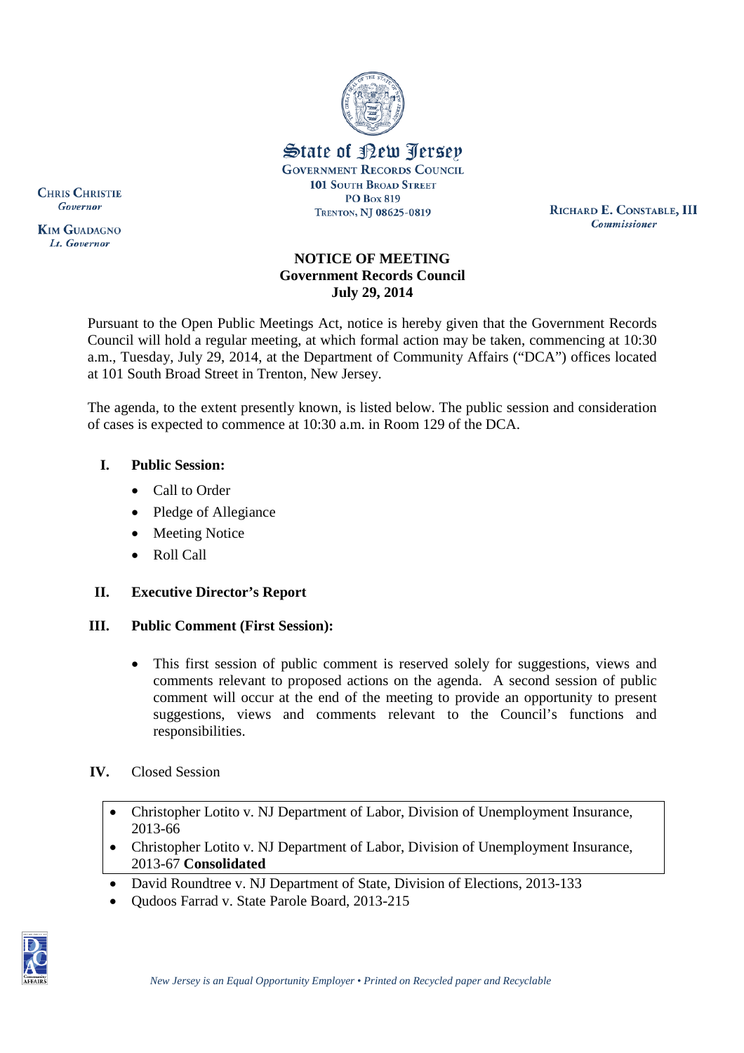State of New Jersey

GOVERNMENT RECORDS COUNCIL
101 SOUTH BROAD STREET
PO BOX 819
TRENTON, NJ 08625-0819

CHRIS CHRISTIE
*Governor*

KIM GUADAGNO
*Lt. Governor*

RICHARD E. CONSTABLE, III
*Commissioner*

# NOTICE OF MEETING
## Government Records Council
## July 29, 2014

Pursuant to the Open Public Meetings Act, notice is hereby given that the Government Records Council will hold a regular meeting, at which formal action may be taken, commencing at 10:30 a.m., Tuesday, July 29, 2014, at the Department of Community Affairs ("DCA") offices located at 101 South Broad Street in Trenton, New Jersey.

The agenda, to the extent presently known, is listed below. The public session and consideration of cases is expected to commence at 10:30 a.m. in Room 129 of the DCA.

**I. Public Session:**

- Call to Order
- Pledge of Allegiance
- Meeting Notice
- Roll Call

**II. Executive Director's Report**

**III. Public Comment (First Session):**

- This first session of public comment is reserved solely for suggestions, views and comments relevant to proposed actions on the agenda. A second session of public comment will occur at the end of the meeting to provide an opportunity to present suggestions, views and comments relevant to the Council's functions and responsibilities.

**IV.** Closed Session

- Christopher Lotito v. NJ Department of Labor, Division of Unemployment Insurance, 2013-66
- Christopher Lotito v. NJ Department of Labor, Division of Unemployment Insurance, 2013-67 **Consolidated**
- David Roundtree v. NJ Department of State, Division of Elections, 2013-133
- Qudoos Farrad v. State Parole Board, 2013-215

*New Jersey is an Equal Opportunity Employer • Printed on Recycled paper and Recyclable*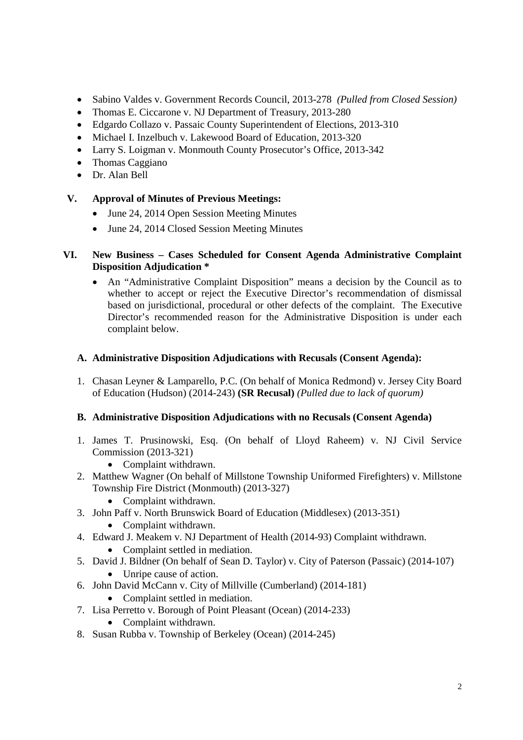- Sabino Valdes v. Government Records Council, 2013-278 *(Pulled from Closed Session)*
- Thomas E. Ciccarone v. NJ Department of Treasury, 2013-280
- Edgardo Collazo v. Passaic County Superintendent of Elections, 2013-310
- Michael I. Inzelbuch v. Lakewood Board of Education, 2013-320
- Larry S. Loigman v. Monmouth County Prosecutor's Office, 2013-342
- Thomas Caggiano
- Dr. Alan Bell

## V. Approval of Minutes of Previous Meetings:

- June 24, 2014 Open Session Meeting Minutes
- June 24, 2014 Closed Session Meeting Minutes

## VI. New Business – Cases Scheduled for Consent Agenda Administrative Complaint Disposition Adjudication *

- An "Administrative Complaint Disposition" means a decision by the Council as to whether to accept or reject the Executive Director's recommendation of dismissal based on jurisdictional, procedural or other defects of the complaint. The Executive Director's recommended reason for the Administrative Disposition is under each complaint below.

### A. Administrative Disposition Adjudications with Recusals (Consent Agenda):

1. Chasan Leyner & Lamparello, P.C. (On behalf of Monica Redmond) v. Jersey City Board of Education (Hudson) (2014-243) **(SR Recusal)** *(Pulled due to lack of quorum)*

### B. Administrative Disposition Adjudications with no Recusals (Consent Agenda)

1. James T. Prusinowski, Esq. (On behalf of Lloyd Raheem) v. NJ Civil Service Commission (2013-321)
   - Complaint withdrawn.
2. Matthew Wagner (On behalf of Millstone Township Uniformed Firefighters) v. Millstone Township Fire District (Monmouth) (2013-327)
   - Complaint withdrawn.
3. John Paff v. North Brunswick Board of Education (Middlesex) (2013-351)
   - Complaint withdrawn.
4. Edward J. Meakem v. NJ Department of Health (2014-93) Complaint withdrawn.
   - Complaint settled in mediation.
5. David J. Bildner (On behalf of Sean D. Taylor) v. City of Paterson (Passaic) (2014-107)
   - Unripe cause of action.
6. John David McCann v. City of Millville (Cumberland) (2014-181)
   - Complaint settled in mediation.
7. Lisa Perretto v. Borough of Point Pleasant (Ocean) (2014-233)
   - Complaint withdrawn.
8. Susan Rubba v. Township of Berkeley (Ocean) (2014-245)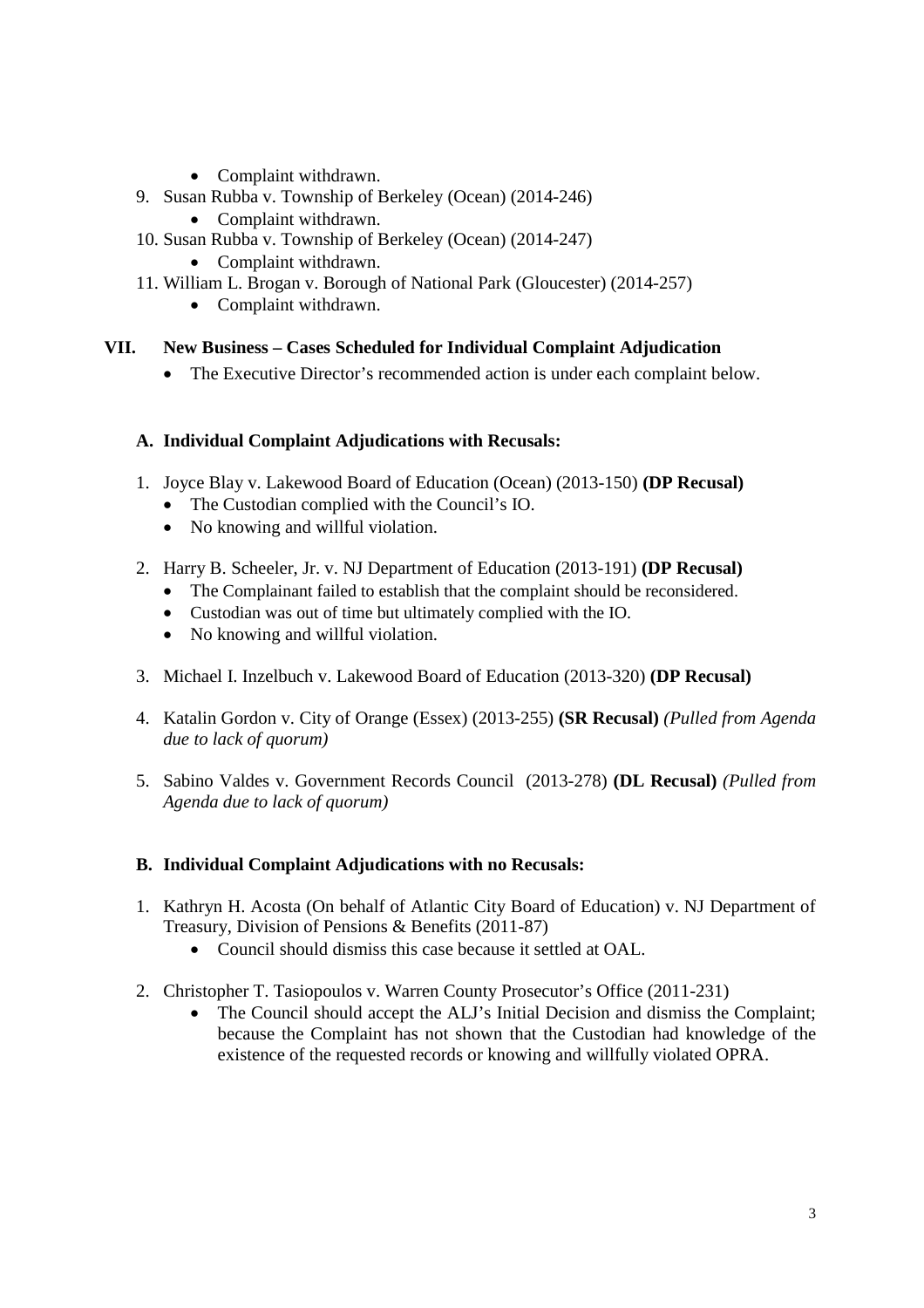- Complaint withdrawn.

9. Susan Rubba v. Township of Berkeley (Ocean) (2014-246)
   - Complaint withdrawn.
10. Susan Rubba v. Township of Berkeley (Ocean) (2014-247)
    - Complaint withdrawn.
11. William L. Brogan v. Borough of National Park (Gloucester) (2014-257)
    - Complaint withdrawn.

## VII. New Business – Cases Scheduled for Individual Complaint Adjudication

- The Executive Director's recommended action is under each complaint below.

### A. Individual Complaint Adjudications with Recusals:

1. Joyce Blay v. Lakewood Board of Education (Ocean) (2013-150) **(DP Recusal)**
   - The Custodian complied with the Council's IO.
   - No knowing and willful violation.
2. Harry B. Scheeler, Jr. v. NJ Department of Education (2013-191) **(DP Recusal)**
   - The Complainant failed to establish that the complaint should be reconsidered.
   - Custodian was out of time but ultimately complied with the IO.
   - No knowing and willful violation.
3. Michael I. Inzelbuch v. Lakewood Board of Education (2013-320) **(DP Recusal)**
4. Katalin Gordon v. City of Orange (Essex) (2013-255) **(SR Recusal)** *(Pulled from Agenda due to lack of quorum)*
5. Sabino Valdes v. Government Records Council (2013-278) **(DL Recusal)** *(Pulled from Agenda due to lack of quorum)*

### B. Individual Complaint Adjudications with no Recusals:

1. Kathryn H. Acosta (On behalf of Atlantic City Board of Education) v. NJ Department of Treasury, Division of Pensions & Benefits (2011-87)
   - Council should dismiss this case because it settled at OAL.
2. Christopher T. Tasiopoulos v. Warren County Prosecutor's Office (2011-231)
   - The Council should accept the ALJ's Initial Decision and dismiss the Complaint; because the Complaint has not shown that the Custodian had knowledge of the existence of the requested records or knowing and willfully violated OPRA.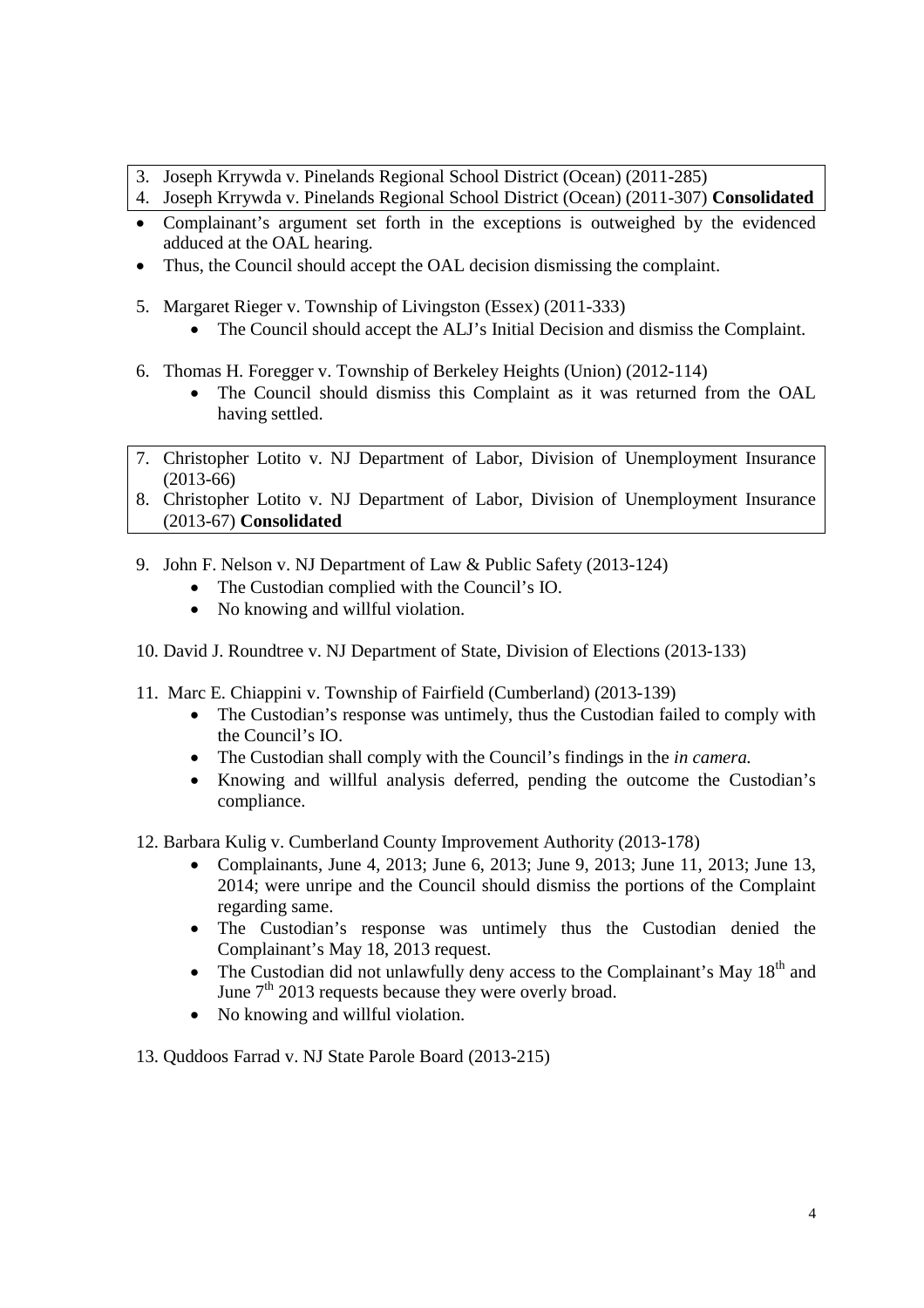3. Joseph Krrywda v. Pinelands Regional School District (Ocean) (2011-285)
4. Joseph Krrywda v. Pinelands Regional School District (Ocean) (2011-307) **Consolidated**

- Complainant's argument set forth in the exceptions is outweighed by the evidenced adduced at the OAL hearing.
- Thus, the Council should accept the OAL decision dismissing the complaint.

5. Margaret Rieger v. Township of Livingston (Essex) (2011-333)
    - The Council should accept the ALJ's Initial Decision and dismiss the Complaint.

6. Thomas H. Foregger v. Township of Berkeley Heights (Union) (2012-114)
    - The Council should dismiss this Complaint as it was returned from the OAL having settled.

7. Christopher Lotito v. NJ Department of Labor, Division of Unemployment Insurance (2013-66)
8. Christopher Lotito v. NJ Department of Labor, Division of Unemployment Insurance (2013-67) **Consolidated**

9. John F. Nelson v. NJ Department of Law & Public Safety (2013-124)
    - The Custodian complied with the Council's IO.
    - No knowing and willful violation.

10. David J. Roundtree v. NJ Department of State, Division of Elections (2013-133)

11. Marc E. Chiappini v. Township of Fairfield (Cumberland) (2013-139)
    - The Custodian's response was untimely, thus the Custodian failed to comply with the Council's IO.
    - The Custodian shall comply with the Council's findings in the *in camera.*
    - Knowing and willful analysis deferred, pending the outcome the Custodian's compliance.

12. Barbara Kulig v. Cumberland County Improvement Authority (2013-178)
    - Complainants, June 4, 2013; June 6, 2013; June 9, 2013; June 11, 2013; June 13, 2014; were unripe and the Council should dismiss the portions of the Complaint regarding same.
    - The Custodian's response was untimely thus the Custodian denied the Complainant's May 18, 2013 request.
    - The Custodian did not unlawfully deny access to the Complainant's May 18th and June 7th 2013 requests because they were overly broad.
    - No knowing and willful violation.

13. Quddoos Farrad v. NJ State Parole Board (2013-215)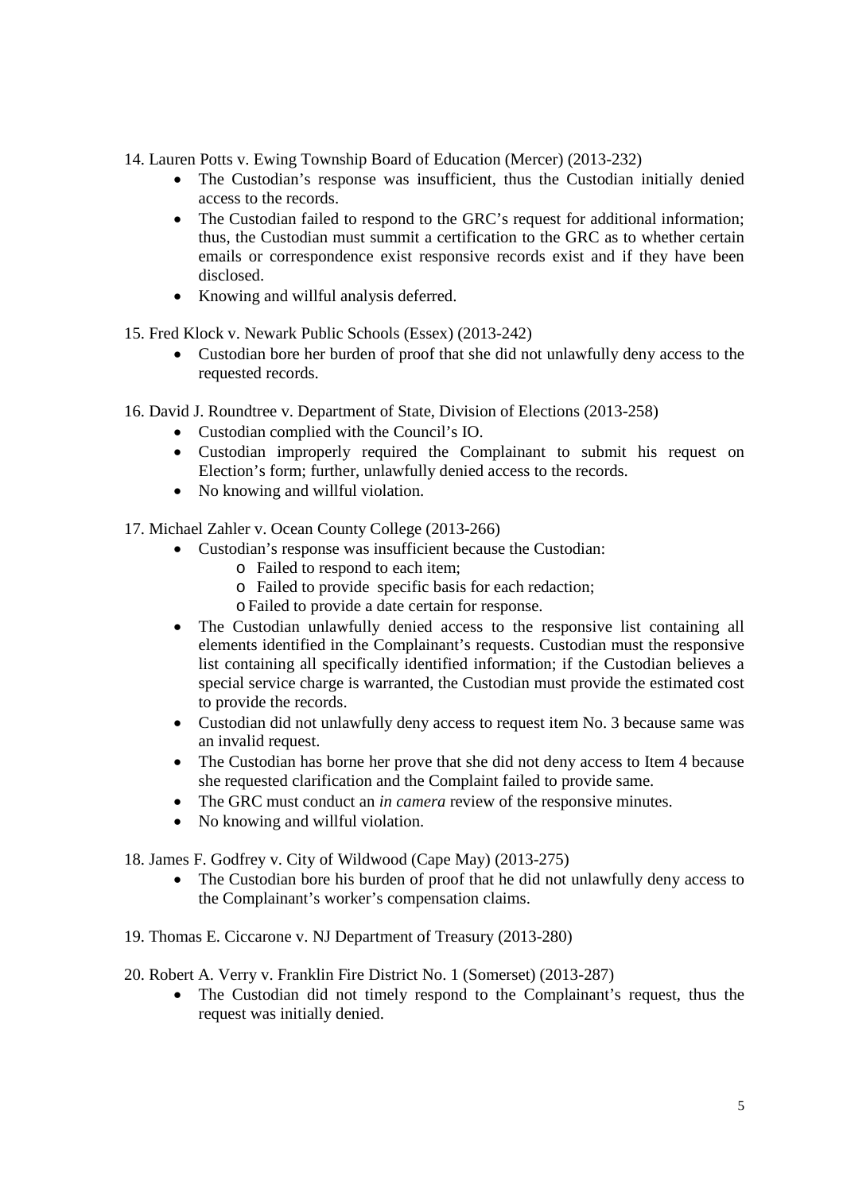14. Lauren Potts v. Ewing Township Board of Education (Mercer) (2013-232)
    - The Custodian's response was insufficient, thus the Custodian initially denied access to the records.
    - The Custodian failed to respond to the GRC's request for additional information; thus, the Custodian must summit a certification to the GRC as to whether certain emails or correspondence exist responsive records exist and if they have been disclosed.
    - Knowing and willful analysis deferred.

15. Fred Klock v. Newark Public Schools (Essex) (2013-242)
    - Custodian bore her burden of proof that she did not unlawfully deny access to the requested records.

16. David J. Roundtree v. Department of State, Division of Elections (2013-258)
    - Custodian complied with the Council's IO.
    - Custodian improperly required the Complainant to submit his request on Election's form; further, unlawfully denied access to the records.
    - No knowing and willful violation.

17. Michael Zahler v. Ocean County College (2013-266)
    - Custodian's response was insufficient because the Custodian:
        - Failed to respond to each item;
        - Failed to provide specific basis for each redaction;
        - Failed to provide a date certain for response.
    - The Custodian unlawfully denied access to the responsive list containing all elements identified in the Complainant's requests. Custodian must the responsive list containing all specifically identified information; if the Custodian believes a special service charge is warranted, the Custodian must provide the estimated cost to provide the records.
    - Custodian did not unlawfully deny access to request item No. 3 because same was an invalid request.
    - The Custodian has borne her prove that she did not deny access to Item 4 because she requested clarification and the Complaint failed to provide same.
    - The GRC must conduct an *in camera* review of the responsive minutes.
    - No knowing and willful violation.

18. James F. Godfrey v. City of Wildwood (Cape May) (2013-275)
    - The Custodian bore his burden of proof that he did not unlawfully deny access to the Complainant's worker's compensation claims.

19. Thomas E. Ciccarone v. NJ Department of Treasury (2013-280)

20. Robert A. Verry v. Franklin Fire District No. 1 (Somerset) (2013-287)
    - The Custodian did not timely respond to the Complainant's request, thus the request was initially denied.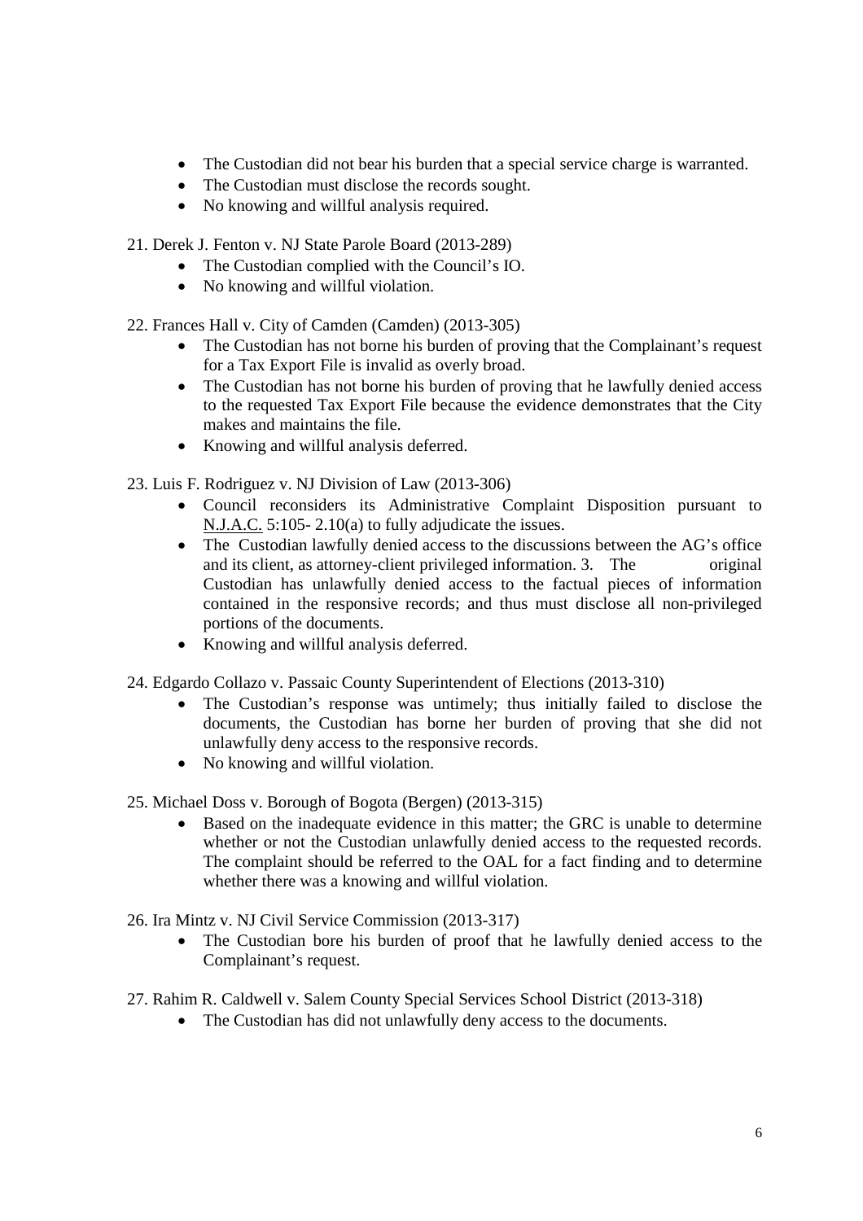- The Custodian did not bear his burden that a special service charge is warranted.
- The Custodian must disclose the records sought.
- No knowing and willful analysis required.

21. Derek J. Fenton v. NJ State Parole Board (2013-289)
    - The Custodian complied with the Council's IO.
    - No knowing and willful violation.

22. Frances Hall v. City of Camden (Camden) (2013-305)
    - The Custodian has not borne his burden of proving that the Complainant's request for a Tax Export File is invalid as overly broad.
    - The Custodian has not borne his burden of proving that he lawfully denied access to the requested Tax Export File because the evidence demonstrates that the City makes and maintains the file.
    - Knowing and willful analysis deferred.

23. Luis F. Rodriguez v. NJ Division of Law (2013-306)
    - Council reconsiders its Administrative Complaint Disposition pursuant to N.J.A.C. 5:105- 2.10(a) to fully adjudicate the issues.
    - The Custodian lawfully denied access to the discussions between the AG's office and its client, as attorney-client privileged information. 3. The original Custodian has unlawfully denied access to the factual pieces of information contained in the responsive records; and thus must disclose all non-privileged portions of the documents.
    - Knowing and willful analysis deferred.

24. Edgardo Collazo v. Passaic County Superintendent of Elections (2013-310)
    - The Custodian's response was untimely; thus initially failed to disclose the documents, the Custodian has borne her burden of proving that she did not unlawfully deny access to the responsive records.
    - No knowing and willful violation.

25. Michael Doss v. Borough of Bogota (Bergen) (2013-315)
    - Based on the inadequate evidence in this matter; the GRC is unable to determine whether or not the Custodian unlawfully denied access to the requested records. The complaint should be referred to the OAL for a fact finding and to determine whether there was a knowing and willful violation.

26. Ira Mintz v. NJ Civil Service Commission (2013-317)
    - The Custodian bore his burden of proof that he lawfully denied access to the Complainant's request.

27. Rahim R. Caldwell v. Salem County Special Services School District (2013-318)
    - The Custodian has did not unlawfully deny access to the documents.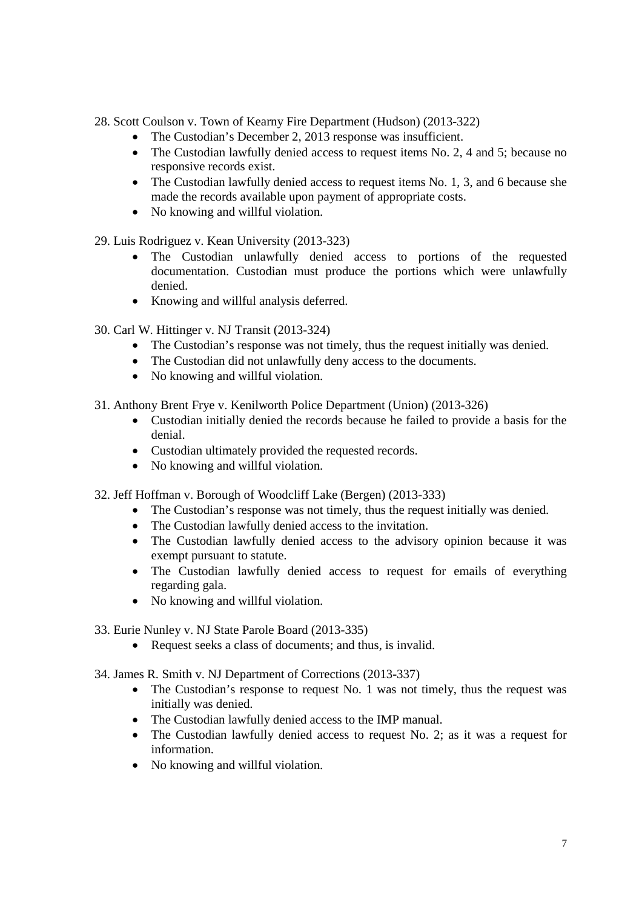28. Scott Coulson v. Town of Kearny Fire Department (Hudson) (2013-322)
    - The Custodian's December 2, 2013 response was insufficient.
    - The Custodian lawfully denied access to request items No. 2, 4 and 5; because no responsive records exist.
    - The Custodian lawfully denied access to request items No. 1, 3, and 6 because she made the records available upon payment of appropriate costs.
    - No knowing and willful violation.

29. Luis Rodriguez v. Kean University (2013-323)
    - The Custodian unlawfully denied access to portions of the requested documentation. Custodian must produce the portions which were unlawfully denied.
    - Knowing and willful analysis deferred.

30. Carl W. Hittinger v. NJ Transit (2013-324)
    - The Custodian's response was not timely, thus the request initially was denied.
    - The Custodian did not unlawfully deny access to the documents.
    - No knowing and willful violation.

31. Anthony Brent Frye v. Kenilworth Police Department (Union) (2013-326)
    - Custodian initially denied the records because he failed to provide a basis for the denial.
    - Custodian ultimately provided the requested records.
    - No knowing and willful violation.

32. Jeff Hoffman v. Borough of Woodcliff Lake (Bergen) (2013-333)
    - The Custodian's response was not timely, thus the request initially was denied.
    - The Custodian lawfully denied access to the invitation.
    - The Custodian lawfully denied access to the advisory opinion because it was exempt pursuant to statute.
    - The Custodian lawfully denied access to request for emails of everything regarding gala.
    - No knowing and willful violation.

33. Eurie Nunley v. NJ State Parole Board (2013-335)
    - Request seeks a class of documents; and thus, is invalid.

34. James R. Smith v. NJ Department of Corrections (2013-337)
    - The Custodian's response to request No. 1 was not timely, thus the request was initially was denied.
    - The Custodian lawfully denied access to the IMP manual.
    - The Custodian lawfully denied access to request No. 2; as it was a request for information.
    - No knowing and willful violation.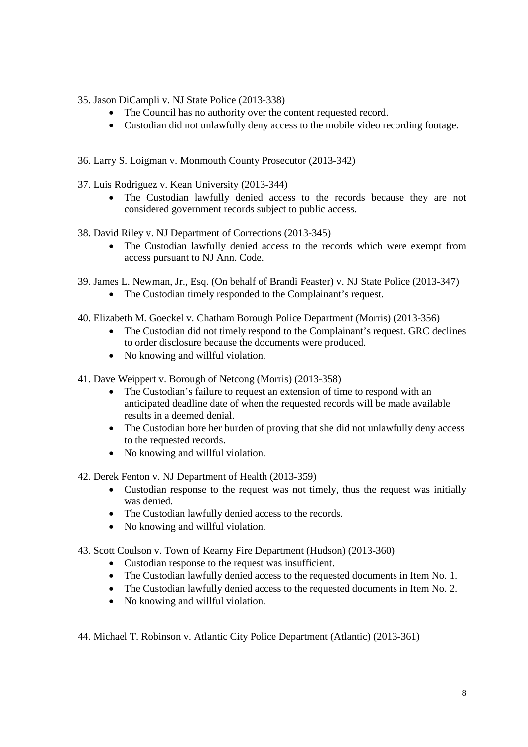35. Jason DiCampli v. NJ State Police (2013-338)
    - The Council has no authority over the content requested record.
    - Custodian did not unlawfully deny access to the mobile video recording footage.

36. Larry S. Loigman v. Monmouth County Prosecutor (2013-342)

37. Luis Rodriguez v. Kean University (2013-344)
    - The Custodian lawfully denied access to the records because they are not considered government records subject to public access.

38. David Riley v. NJ Department of Corrections (2013-345)
    - The Custodian lawfully denied access to the records which were exempt from access pursuant to NJ Ann. Code.

39. James L. Newman, Jr., Esq. (On behalf of Brandi Feaster) v. NJ State Police (2013-347)
    - The Custodian timely responded to the Complainant's request.

40. Elizabeth M. Goeckel v. Chatham Borough Police Department (Morris) (2013-356)
    - The Custodian did not timely respond to the Complainant's request. GRC declines to order disclosure because the documents were produced.
    - No knowing and willful violation.

41. Dave Weippert v. Borough of Netcong (Morris) (2013-358)
    - The Custodian's failure to request an extension of time to respond with an anticipated deadline date of when the requested records will be made available results in a deemed denial.
    - The Custodian bore her burden of proving that she did not unlawfully deny access to the requested records.
    - No knowing and willful violation.

42. Derek Fenton v. NJ Department of Health (2013-359)
    - Custodian response to the request was not timely, thus the request was initially was denied.
    - The Custodian lawfully denied access to the records.
    - No knowing and willful violation.

43. Scott Coulson v. Town of Kearny Fire Department (Hudson) (2013-360)
    - Custodian response to the request was insufficient.
    - The Custodian lawfully denied access to the requested documents in Item No. 1.
    - The Custodian lawfully denied access to the requested documents in Item No. 2.
    - No knowing and willful violation.

44. Michael T. Robinson v. Atlantic City Police Department (Atlantic) (2013-361)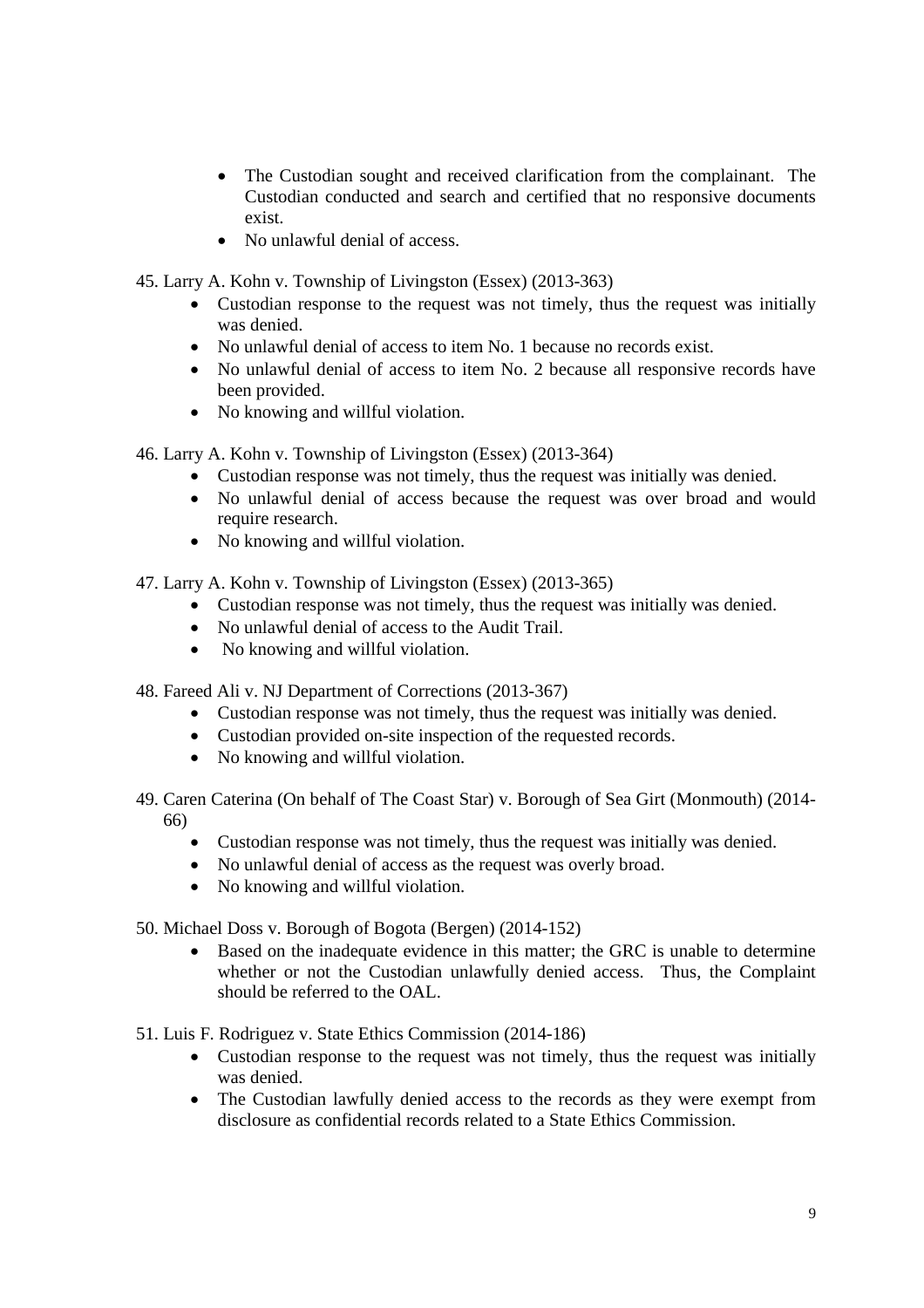- The Custodian sought and received clarification from the complainant. The Custodian conducted and search and certified that no responsive documents exist.
- No unlawful denial of access.

45. Larry A. Kohn v. Township of Livingston (Essex) (2013-363)
    - Custodian response to the request was not timely, thus the request was initially was denied.
    - No unlawful denial of access to item No. 1 because no records exist.
    - No unlawful denial of access to item No. 2 because all responsive records have been provided.
    - No knowing and willful violation.

46. Larry A. Kohn v. Township of Livingston (Essex) (2013-364)
    - Custodian response was not timely, thus the request was initially was denied.
    - No unlawful denial of access because the request was over broad and would require research.
    - No knowing and willful violation.

47. Larry A. Kohn v. Township of Livingston (Essex) (2013-365)
    - Custodian response was not timely, thus the request was initially was denied.
    - No unlawful denial of access to the Audit Trail.
    - No knowing and willful violation.

48. Fareed Ali v. NJ Department of Corrections (2013-367)
    - Custodian response was not timely, thus the request was initially was denied.
    - Custodian provided on-site inspection of the requested records.
    - No knowing and willful violation.

49. Caren Caterina (On behalf of The Coast Star) v. Borough of Sea Girt (Monmouth) (2014-66)
    - Custodian response was not timely, thus the request was initially was denied.
    - No unlawful denial of access as the request was overly broad.
    - No knowing and willful violation.

50. Michael Doss v. Borough of Bogota (Bergen) (2014-152)
    - Based on the inadequate evidence in this matter; the GRC is unable to determine whether or not the Custodian unlawfully denied access. Thus, the Complaint should be referred to the OAL.

51. Luis F. Rodriguez v. State Ethics Commission (2014-186)
    - Custodian response to the request was not timely, thus the request was initially was denied.
    - The Custodian lawfully denied access to the records as they were exempt from disclosure as confidential records related to a State Ethics Commission.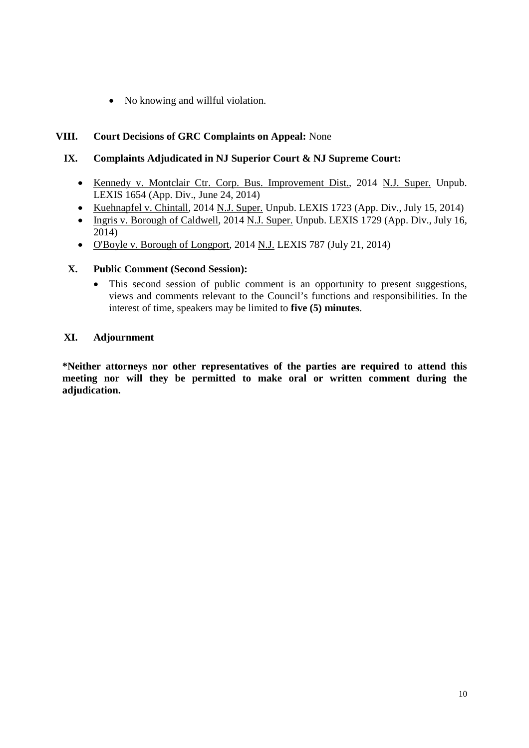- No knowing and willful violation.

**VIII. Court Decisions of GRC Complaints on Appeal:** None

**IX. Complaints Adjudicated in NJ Superior Court & NJ Supreme Court:**

- Kennedy v. Montclair Ctr. Corp. Bus. Improvement Dist., 2014 N.J. Super. Unpub. LEXIS 1654 (App. Div., June 24, 2014)
- Kuehnapfel v. Chintall, 2014 N.J. Super. Unpub. LEXIS 1723 (App. Div., July 15, 2014)
- Ingris v. Borough of Caldwell, 2014 N.J. Super. Unpub. LEXIS 1729 (App. Div., July 16, 2014)
- O'Boyle v. Borough of Longport, 2014 N.J. LEXIS 787 (July 21, 2014)

**X. Public Comment (Second Session):**

- This second session of public comment is an opportunity to present suggestions, views and comments relevant to the Council's functions and responsibilities. In the interest of time, speakers may be limited to **five (5) minutes**.

**XI. Adjournment**

**\*Neither attorneys nor other representatives of the parties are required to attend this meeting nor will they be permitted to make oral or written comment during the adjudication.**